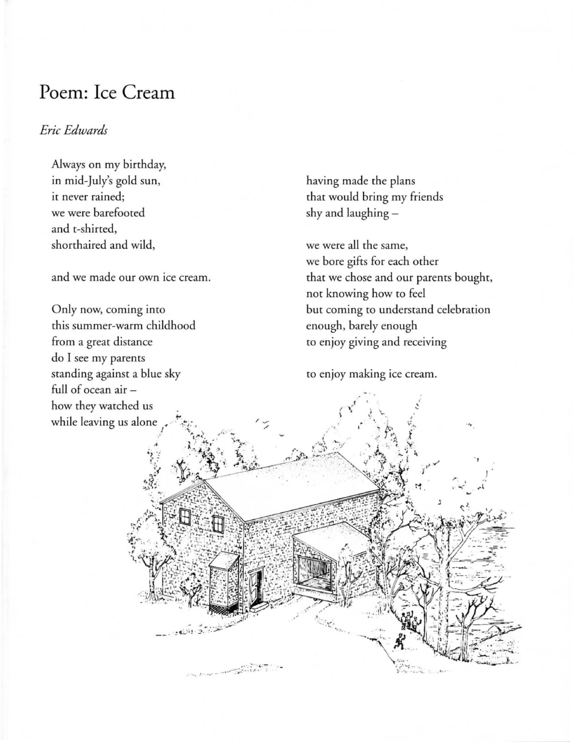# Poem: Ice Cream

*Eric Edwards*

Always on my birthday,  
in mid-July's gold sun,  
it never rained;  
we were barefooted  
and t-shirted,  
shorthaired and wild,

and we made our own ice cream.

Only now, coming into  
this summer-warm childhood  
from a great distance  
do I see my parents  
standing against a blue sky  
full of ocean air –  
how they watched us  
while leaving us alone,

having made the plans  
that would bring my friends  
shy and laughing –

we were all the same,  
we bore gifts for each other  
that we chose and our parents bought,  
not knowing how to feel  
but coming to understand celebration  
enough, barely enough  
to enjoy giving and receiving

to enjoy making ice cream.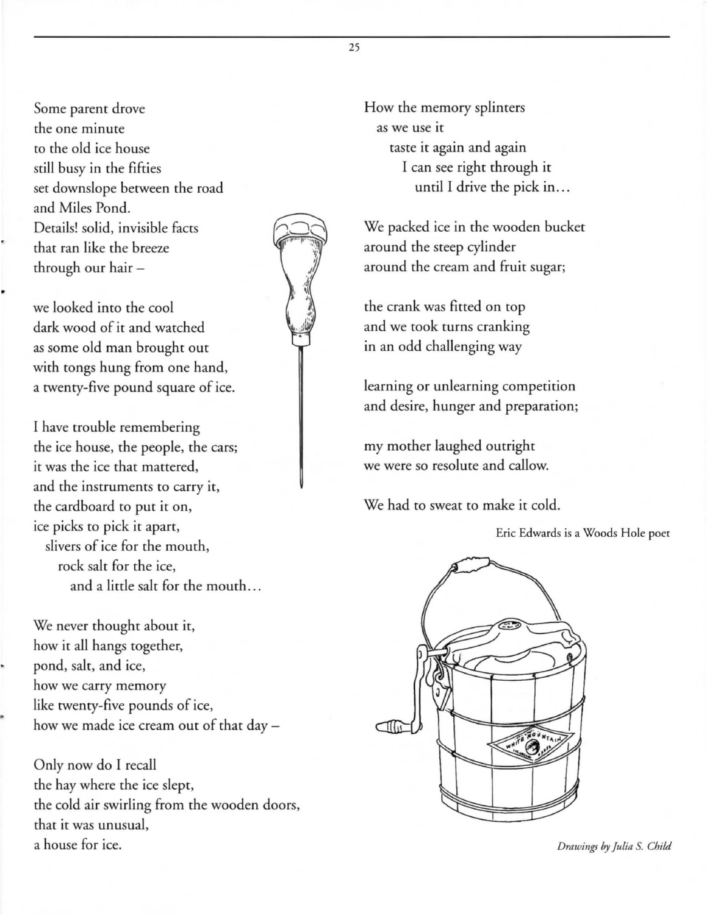Some parent drove
the one minute
to the old ice house
still busy in the fifties
set downslope between the road
and Miles Pond.
Details! solid, invisible facts
that ran like the breeze
through our hair –

we looked into the cool
dark wood of it and watched
as some old man brought out
with tongs hung from one hand,
a twenty-five pound square of ice.

I have trouble remembering
the ice house, the people, the cars;
it was the ice that mattered,
and the instruments to carry it,
the cardboard to put it on,
ice picks to pick it apart,
  slivers of ice for the mouth,
    rock salt for the ice,
      and a little salt for the mouth…

We never thought about it,
how it all hangs together,
pond, salt, and ice,
how we carry memory
like twenty-five pounds of ice,
how we made ice cream out of that day –

Only now do I recall
the hay where the ice slept,
the cold air swirling from the wooden doors,
that it was unusual,
a house for ice.

How the memory splinters
  as we use it
    taste it again and again
      I can see right through it
        until I drive the pick in…

We packed ice in the wooden bucket
around the steep cylinder
around the cream and fruit sugar;

the crank was fitted on top
and we took turns cranking
in an odd challenging way

learning or unlearning competition
and desire, hunger and preparation;

my mother laughed outright
we were so resolute and callow.

We had to sweat to make it cold.

Eric Edwards is a Woods Hole poet

*Drawings by Julia S. Child*